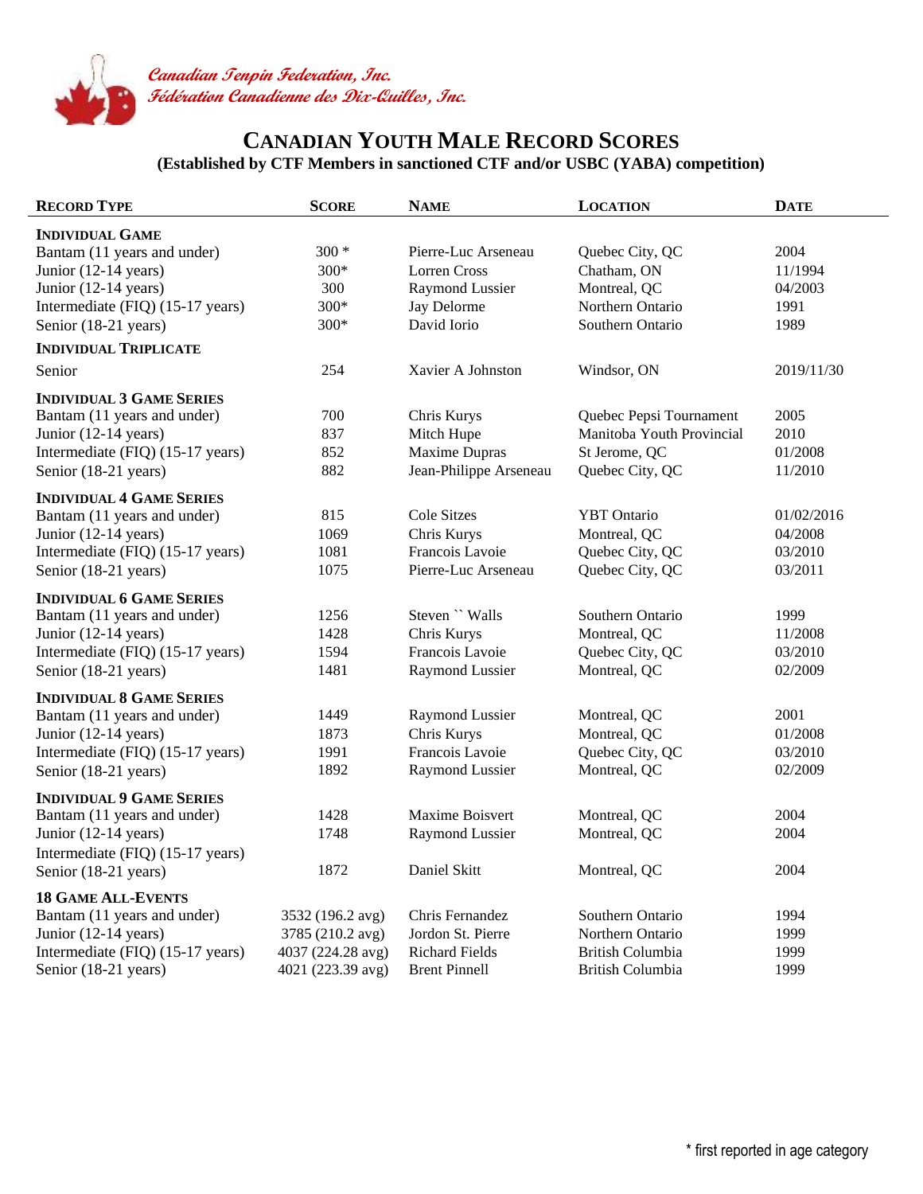*Canadian Tenpin Federation, Inc.*
*Fédération Canadienne des Dix-Quilles, Inc.*

# CANADIAN YOUTH MALE RECORD SCORES

**(Established by CTF Members in sanctioned CTF and/or USBC (YABA) competition)**

| RECORD TYPE | SCORE | NAME | LOCATION | DATE |
|---|---|---|---|---|
| **INDIVIDUAL GAME** | | | | |
| Bantam (11 years and under) | 300 * | Pierre-Luc Arseneau | Quebec City, QC | 2004 |
| Junior (12-14 years) | 300* | Lorren Cross | Chatham, ON | 11/1994 |
| Junior (12-14 years) | 300 | Raymond Lussier | Montreal, QC | 04/2003 |
| Intermediate (FIQ) (15-17 years) | 300* | Jay Delorme | Northern Ontario | 1991 |
| Senior (18-21 years) | 300* | David Iorio | Southern Ontario | 1989 |
| **INDIVIDUAL TRIPLICATE** | | | | |
| Senior | 254 | Xavier A Johnston | Windsor, ON | 2019/11/30 |
| **INDIVIDUAL 3 GAME SERIES** | | | | |
| Bantam (11 years and under) | 700 | Chris Kurys | Quebec Pepsi Tournament | 2005 |
| Junior (12-14 years) | 837 | Mitch Hupe | Manitoba Youth Provincial | 2010 |
| Intermediate (FIQ) (15-17 years) | 852 | Maxime Dupras | St Jerome, QC | 01/2008 |
| Senior (18-21 years) | 882 | Jean-Philippe Arseneau | Quebec City, QC | 11/2010 |
| **INDIVIDUAL 4 GAME SERIES** | | | | |
| Bantam (11 years and under) | 815 | Cole Sitzes | YBT Ontario | 01/02/2016 |
| Junior (12-14 years) | 1069 | Chris Kurys | Montreal, QC | 04/2008 |
| Intermediate (FIQ) (15-17 years) | 1081 | Francois Lavoie | Quebec City, QC | 03/2010 |
| Senior (18-21 years) | 1075 | Pierre-Luc Arseneau | Quebec City, QC | 03/2011 |
| **INDIVIDUAL 6 GAME SERIES** | | | | |
| Bantam (11 years and under) | 1256 | Steven `` Walls | Southern Ontario | 1999 |
| Junior (12-14 years) | 1428 | Chris Kurys | Montreal, QC | 11/2008 |
| Intermediate (FIQ) (15-17 years) | 1594 | Francois Lavoie | Quebec City, QC | 03/2010 |
| Senior (18-21 years) | 1481 | Raymond Lussier | Montreal, QC | 02/2009 |
| **INDIVIDUAL 8 GAME SERIES** | | | | |
| Bantam (11 years and under) | 1449 | Raymond Lussier | Montreal, QC | 2001 |
| Junior (12-14 years) | 1873 | Chris Kurys | Montreal, QC | 01/2008 |
| Intermediate (FIQ) (15-17 years) | 1991 | Francois Lavoie | Quebec City, QC | 03/2010 |
| Senior (18-21 years) | 1892 | Raymond Lussier | Montreal, QC | 02/2009 |
| **INDIVIDUAL 9 GAME SERIES** | | | | |
| Bantam (11 years and under) | 1428 | Maxime Boisvert | Montreal, QC | 2004 |
| Junior (12-14 years) | 1748 | Raymond Lussier | Montreal, QC | 2004 |
| Intermediate (FIQ) (15-17 years) | | | | |
| Senior (18-21 years) | 1872 | Daniel Skitt | Montreal, QC | 2004 |
| **18 GAME ALL-EVENTS** | | | | |
| Bantam (11 years and under) | 3532 (196.2 avg) | Chris Fernandez | Southern Ontario | 1994 |
| Junior (12-14 years) | 3785 (210.2 avg) | Jordon St. Pierre | Northern Ontario | 1999 |
| Intermediate (FIQ) (15-17 years) | 4037 (224.28 avg) | Richard Fields | British Columbia | 1999 |
| Senior (18-21 years) | 4021 (223.39 avg) | Brent Pinnell | British Columbia | 1999 |

\* first reported in age category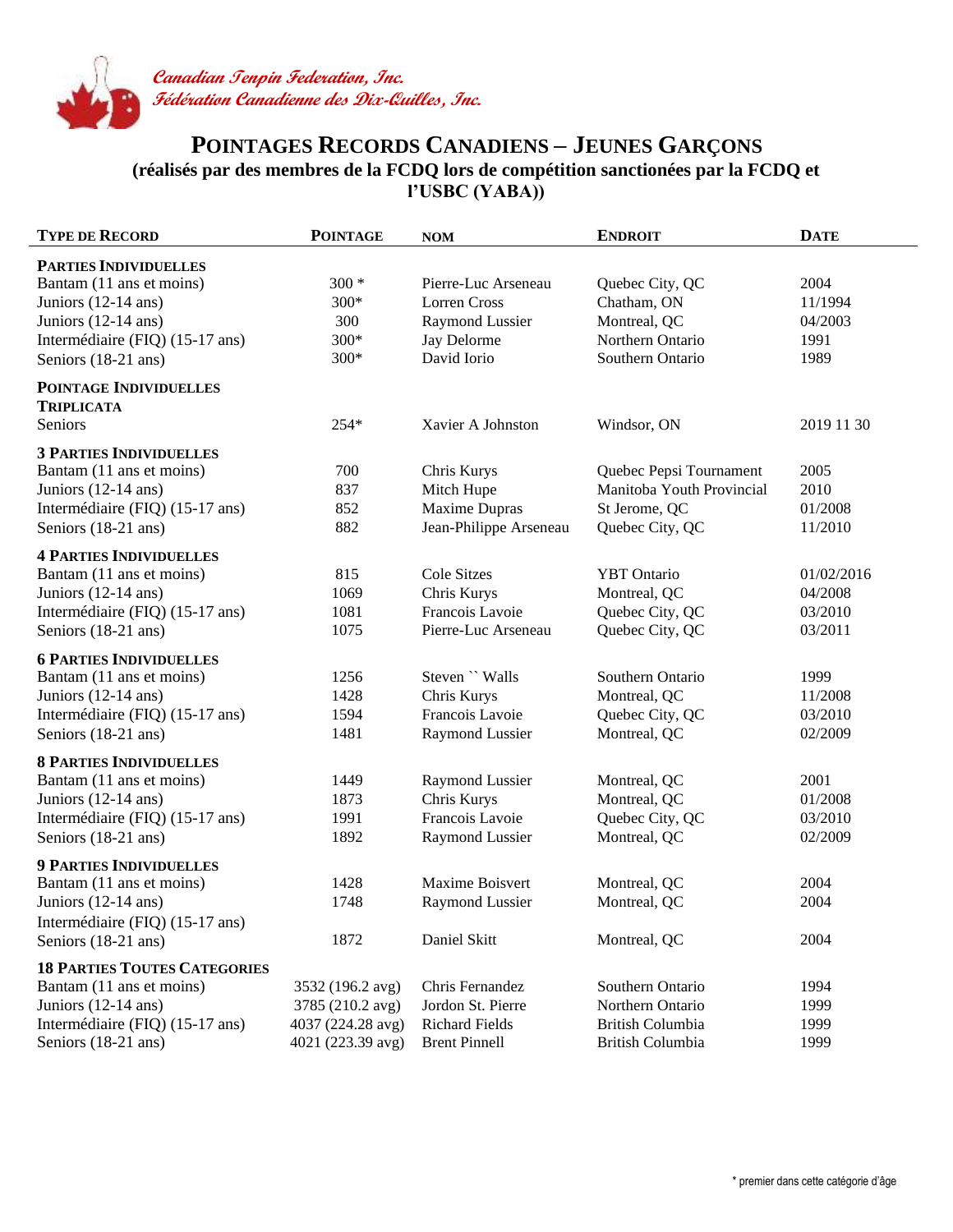Canadian Tenpin Federation, Inc.
Fédération Canadienne des Dix-Quilles, Inc.

# POINTAGES RECORDS CANADIENS – JEUNES GARÇONS

**(réalisés par des membres de la FCDQ lors de compétition sanctionées par la FCDQ et l'USBC (YABA))**

| TYPE DE RECORD | POINTAGE | NOM | ENDROIT | DATE |
|---|---|---|---|---|
| **PARTIES INDIVIDUELLES** | | | | |
| Bantam (11 ans et moins) | 300 * | Pierre-Luc Arseneau | Quebec City, QC | 2004 |
| Juniors (12-14 ans) | 300* | Lorren Cross | Chatham, ON | 11/1994 |
| Juniors (12-14 ans) | 300 | Raymond Lussier | Montreal, QC | 04/2003 |
| Intermédiaire (FIQ) (15-17 ans) | 300* | Jay Delorme | Northern Ontario | 1991 |
| Seniors (18-21 ans) | 300* | David Iorio | Southern Ontario | 1989 |
| **POINTAGE INDIVIDUELLES TRIPLICATA** | | | | |
| Seniors | 254* | Xavier A Johnston | Windsor, ON | 2019 11 30 |
| **3 PARTIES INDIVIDUELLES** | | | | |
| Bantam (11 ans et moins) | 700 | Chris Kurys | Quebec Pepsi Tournament | 2005 |
| Juniors (12-14 ans) | 837 | Mitch Hupe | Manitoba Youth Provincial | 2010 |
| Intermédiaire (FIQ) (15-17 ans) | 852 | Maxime Dupras | St Jerome, QC | 01/2008 |
| Seniors (18-21 ans) | 882 | Jean-Philippe Arseneau | Quebec City, QC | 11/2010 |
| **4 PARTIES INDIVIDUELLES** | | | | |
| Bantam (11 ans et moins) | 815 | Cole Sitzes | YBT Ontario | 01/02/2016 |
| Juniors (12-14 ans) | 1069 | Chris Kurys | Montreal, QC | 04/2008 |
| Intermédiaire (FIQ) (15-17 ans) | 1081 | Francois Lavoie | Quebec City, QC | 03/2010 |
| Seniors (18-21 ans) | 1075 | Pierre-Luc Arseneau | Quebec City, QC | 03/2011 |
| **6 PARTIES INDIVIDUELLES** | | | | |
| Bantam (11 ans et moins) | 1256 | Steven `` Walls | Southern Ontario | 1999 |
| Juniors (12-14 ans) | 1428 | Chris Kurys | Montreal, QC | 11/2008 |
| Intermédiaire (FIQ) (15-17 ans) | 1594 | Francois Lavoie | Quebec City, QC | 03/2010 |
| Seniors (18-21 ans) | 1481 | Raymond Lussier | Montreal, QC | 02/2009 |
| **8 PARTIES INDIVIDUELLES** | | | | |
| Bantam (11 ans et moins) | 1449 | Raymond Lussier | Montreal, QC | 2001 |
| Juniors (12-14 ans) | 1873 | Chris Kurys | Montreal, QC | 01/2008 |
| Intermédiaire (FIQ) (15-17 ans) | 1991 | Francois Lavoie | Quebec City, QC | 03/2010 |
| Seniors (18-21 ans) | 1892 | Raymond Lussier | Montreal, QC | 02/2009 |
| **9 PARTIES INDIVIDUELLES** | | | | |
| Bantam (11 ans et moins) | 1428 | Maxime Boisvert | Montreal, QC | 2004 |
| Juniors (12-14 ans) | 1748 | Raymond Lussier | Montreal, QC | 2004 |
| Intermédiaire (FIQ) (15-17 ans) | | | | |
| Seniors (18-21 ans) | 1872 | Daniel Skitt | Montreal, QC | 2004 |
| **18 PARTIES TOUTES CATEGORIES** | | | | |
| Bantam (11 ans et moins) | 3532 (196.2 avg) | Chris Fernandez | Southern Ontario | 1994 |
| Juniors (12-14 ans) | 3785 (210.2 avg) | Jordon St. Pierre | Northern Ontario | 1999 |
| Intermédiaire (FIQ) (15-17 ans) | 4037 (224.28 avg) | Richard Fields | British Columbia | 1999 |
| Seniors (18-21 ans) | 4021 (223.39 avg) | Brent Pinnell | British Columbia | 1999 |

* premier dans cette catégorie d'âge